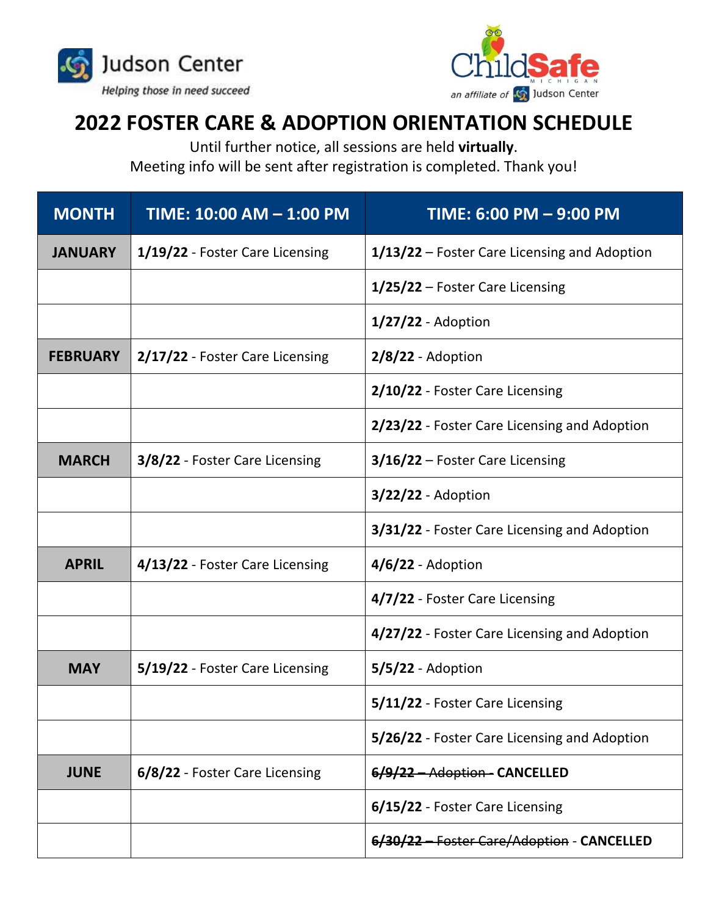Judson Center
*Helping those in need succeed*

ChildSafe MICHIGAN
*an affiliate of* Judson Center

# 2022 FOSTER CARE & ADOPTION ORIENTATION SCHEDULE

Until further notice, all sessions are held **virtually**.
Meeting info will be sent after registration is completed. Thank you!

| MONTH | TIME: 10:00 AM – 1:00 PM | TIME: 6:00 PM – 9:00 PM |
|---|---|---|
| **JANUARY** | **1/19/22** - Foster Care Licensing | **1/13/22** – Foster Care Licensing and Adoption |
| | | **1/25/22** – Foster Care Licensing |
| | | **1/27/22** - Adoption |
| **FEBRUARY** | **2/17/22** - Foster Care Licensing | **2/8/22** - Adoption |
| | | **2/10/22** - Foster Care Licensing |
| | | **2/23/22** - Foster Care Licensing and Adoption |
| **MARCH** | **3/8/22** - Foster Care Licensing | **3/16/22** – Foster Care Licensing |
| | | **3/22/22** - Adoption |
| | | **3/31/22** - Foster Care Licensing and Adoption |
| **APRIL** | **4/13/22** - Foster Care Licensing | **4/6/22** - Adoption |
| | | **4/7/22** - Foster Care Licensing |
| | | **4/27/22** - Foster Care Licensing and Adoption |
| **MAY** | **5/19/22** - Foster Care Licensing | **5/5/22** - Adoption |
| | | **5/11/22** - Foster Care Licensing |
| | | **5/26/22** - Foster Care Licensing and Adoption |
| **JUNE** | **6/8/22** - Foster Care Licensing | ~~**6/9/22** – Adoption -~~ **CANCELLED** |
| | | **6/15/22** - Foster Care Licensing |
| | | ~~**6/30/22** – Foster Care/Adoption~~ - **CANCELLED** |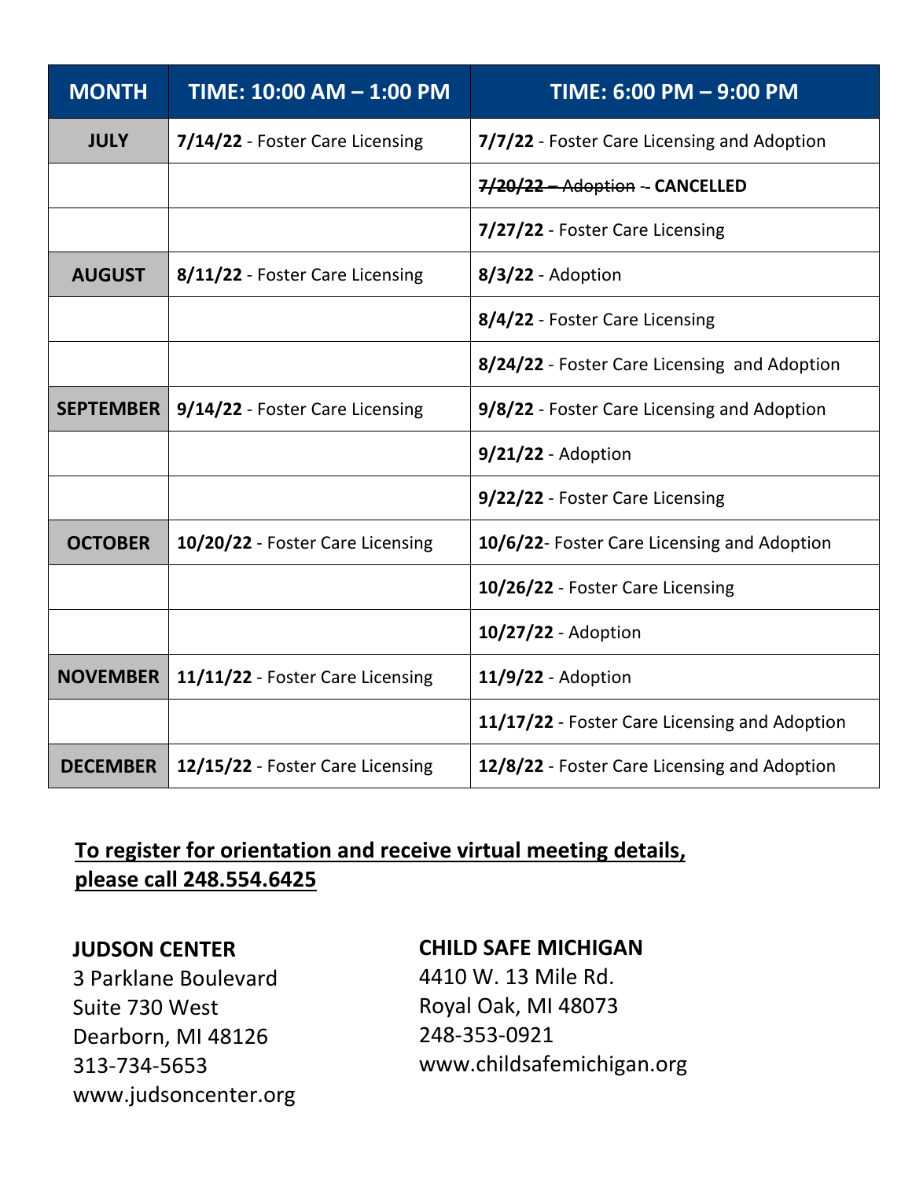| MONTH | TIME: 10:00 AM – 1:00 PM | TIME: 6:00 PM – 9:00 PM |
|---|---|---|
| **JULY** | **7/14/22** - Foster Care Licensing | **7/7/22** - Foster Care Licensing and Adoption |
| | | ~~**7/20/22** – Adoption~~ - **CANCELLED** |
| | | **7/27/22** - Foster Care Licensing |
| **AUGUST** | **8/11/22** - Foster Care Licensing | **8/3/22** - Adoption |
| | | **8/4/22** - Foster Care Licensing |
| | | **8/24/22** - Foster Care Licensing and Adoption |
| **SEPTEMBER** | **9/14/22** - Foster Care Licensing | **9/8/22** - Foster Care Licensing and Adoption |
| | | **9/21/22** - Adoption |
| | | **9/22/22** - Foster Care Licensing |
| **OCTOBER** | **10/20/22** - Foster Care Licensing | **10/6/22**- Foster Care Licensing and Adoption |
| | | **10/26/22** - Foster Care Licensing |
| | | **10/27/22** - Adoption |
| **NOVEMBER** | **11/11/22** - Foster Care Licensing | **11/9/22** - Adoption |
| | | **11/17/22** - Foster Care Licensing and Adoption |
| **DECEMBER** | **12/15/22** - Foster Care Licensing | **12/8/22** - Foster Care Licensing and Adoption |

**To register for orientation and receive virtual meeting details, please call 248.554.6425**

**JUDSON CENTER**
3 Parklane Boulevard
Suite 730 West
Dearborn, MI 48126
313-734-5653
www.judsoncenter.org

**CHILD SAFE MICHIGAN**
4410 W. 13 Mile Rd.
Royal Oak, MI 48073
248-353-0921
www.childsafemichigan.org